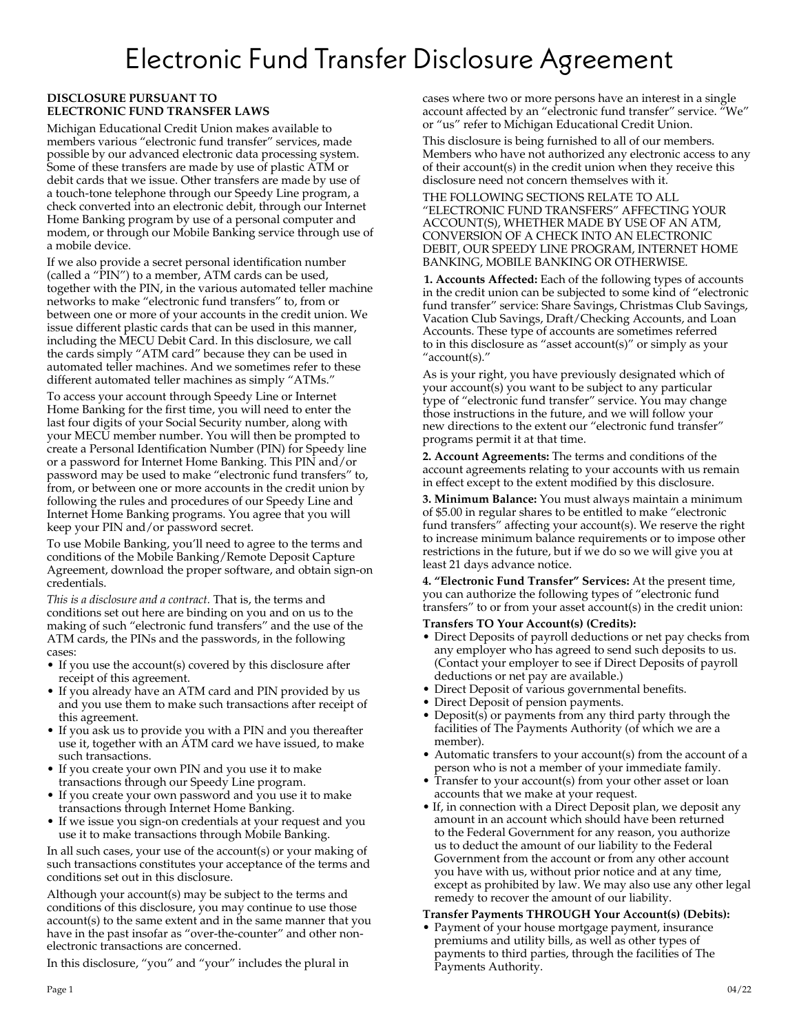# Electronic Fund Transfer Disclosure Agreement

**DISCLOSURE PURSUANT TO ELECTRONIC FUND TRANSFER LAWS**

Michigan Educational Credit Union makes available to members various "electronic fund transfer" services, made possible by our advanced electronic data processing system. Some of these transfers are made by use of plastic ATM or debit cards that we issue. Other transfers are made by use of a touch-tone telephone through our Speedy Line program, a check converted into an electronic debit, through our Internet Home Banking program by use of a personal computer and modem, or through our Mobile Banking service through use of a mobile device.

If we also provide a secret personal identification number (called a "PIN") to a member, ATM cards can be used, together with the PIN, in the various automated teller machine networks to make "electronic fund transfers" to, from or between one or more of your accounts in the credit union. We issue different plastic cards that can be used in this manner, including the MECU Debit Card. In this disclosure, we call the cards simply "ATM card" because they can be used in automated teller machines. And we sometimes refer to these different automated teller machines as simply "ATMs."

To access your account through Speedy Line or Internet Home Banking for the first time, you will need to enter the last four digits of your Social Security number, along with your MECU member number. You will then be prompted to create a Personal Identification Number (PIN) for Speedy line or a password for Internet Home Banking. This PIN and/or password may be used to make "electronic fund transfers" to, from, or between one or more accounts in the credit union by following the rules and procedures of our Speedy Line and Internet Home Banking programs. You agree that you will keep your PIN and/or password secret.

To use Mobile Banking, you'll need to agree to the terms and conditions of the Mobile Banking/Remote Deposit Capture Agreement, download the proper software, and obtain sign-on credentials.

*This is a disclosure and a contract.* That is, the terms and conditions set out here are binding on you and on us to the making of such "electronic fund transfers" and the use of the ATM cards, the PINs and the passwords, in the following cases:

- If you use the account(s) covered by this disclosure after receipt of this agreement.
- If you already have an ATM card and PIN provided by us and you use them to make such transactions after receipt of this agreement.
- If you ask us to provide you with a PIN and you thereafter use it, together with an ATM card we have issued, to make such transactions.
- If you create your own PIN and you use it to make transactions through our Speedy Line program.
- If you create your own password and you use it to make transactions through Internet Home Banking.
- If we issue you sign-on credentials at your request and you use it to make transactions through Mobile Banking.

In all such cases, your use of the account(s) or your making of such transactions constitutes your acceptance of the terms and conditions set out in this disclosure.

Although your account(s) may be subject to the terms and conditions of this disclosure, you may continue to use those account(s) to the same extent and in the same manner that you have in the past insofar as "over-the-counter" and other non-electronic transactions are concerned.

In this disclosure, "you" and "your" includes the plural in cases where two or more persons have an interest in a single account affected by an "electronic fund transfer" service. "We" or "us" refer to Michigan Educational Credit Union.

This disclosure is being furnished to all of our members. Members who have not authorized any electronic access to any of their account(s) in the credit union when they receive this disclosure need not concern themselves with it.

THE FOLLOWING SECTIONS RELATE TO ALL "ELECTRONIC FUND TRANSFERS" AFFECTING YOUR ACCOUNT(S), WHETHER MADE BY USE OF AN ATM, CONVERSION OF A CHECK INTO AN ELECTRONIC DEBIT, OUR SPEEDY LINE PROGRAM, INTERNET HOME BANKING, MOBILE BANKING OR OTHERWISE.

**1. Accounts Affected:** Each of the following types of accounts in the credit union can be subjected to some kind of "electronic fund transfer" service: Share Savings, Christmas Club Savings, Vacation Club Savings, Draft/Checking Accounts, and Loan Accounts. These type of accounts are sometimes referred to in this disclosure as "asset account(s)" or simply as your "account(s)."

As is your right, you have previously designated which of your account(s) you want to be subject to any particular type of "electronic fund transfer" service. You may change those instructions in the future, and we will follow your new directions to the extent our "electronic fund transfer" programs permit it at that time.

**2. Account Agreements:** The terms and conditions of the account agreements relating to your accounts with us remain in effect except to the extent modified by this disclosure.

**3. Minimum Balance:** You must always maintain a minimum of $5.00 in regular shares to be entitled to make "electronic fund transfers" affecting your account(s). We reserve the right to increase minimum balance requirements or to impose other restrictions in the future, but if we do so we will give you at least 21 days advance notice.

**4. "Electronic Fund Transfer" Services:** At the present time, you can authorize the following types of "electronic fund transfers" to or from your asset account(s) in the credit union:

**Transfers TO Your Account(s) (Credits):**

- Direct Deposits of payroll deductions or net pay checks from any employer who has agreed to send such deposits to us. (Contact your employer to see if Direct Deposits of payroll deductions or net pay are available.)
- Direct Deposit of various governmental benefits.
- Direct Deposit of pension payments.
- Deposit(s) or payments from any third party through the facilities of The Payments Authority (of which we are a member).
- Automatic transfers to your account(s) from the account of a person who is not a member of your immediate family.
- Transfer to your account(s) from your other asset or loan accounts that we make at your request.
- If, in connection with a Direct Deposit plan, we deposit any amount in an account which should have been returned to the Federal Government for any reason, you authorize us to deduct the amount of our liability to the Federal Government from the account or from any other account you have with us, without prior notice and at any time, except as prohibited by law. We may also use any other legal remedy to recover the amount of our liability.

**Transfer Payments THROUGH Your Account(s) (Debits):**

- Payment of your house mortgage payment, insurance premiums and utility bills, as well as other types of payments to third parties, through the facilities of The Payments Authority.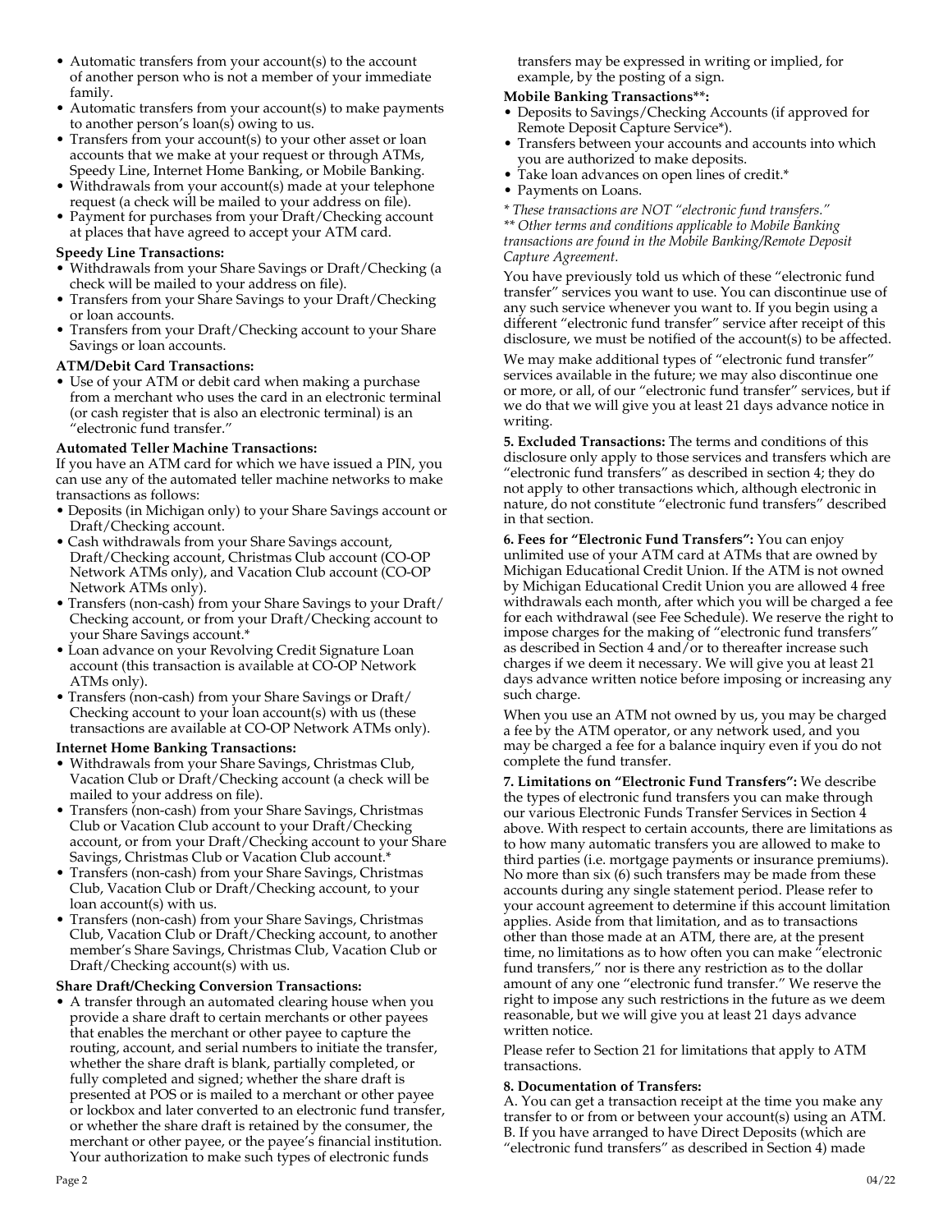- Automatic transfers from your account(s) to the account of another person who is not a member of your immediate family.
- Automatic transfers from your account(s) to make payments to another person's loan(s) owing to us.
- Transfers from your account(s) to your other asset or loan accounts that we make at your request or through ATMs, Speedy Line, Internet Home Banking, or Mobile Banking.
- Withdrawals from your account(s) made at your telephone request (a check will be mailed to your address on file).
- Payment for purchases from your Draft/Checking account at places that have agreed to accept your ATM card.

**Speedy Line Transactions:**

- Withdrawals from your Share Savings or Draft/Checking (a check will be mailed to your address on file).
- Transfers from your Share Savings to your Draft/Checking or loan accounts.
- Transfers from your Draft/Checking account to your Share Savings or loan accounts.

**ATM/Debit Card Transactions:**

- Use of your ATM or debit card when making a purchase from a merchant who uses the card in an electronic terminal (or cash register that is also an electronic terminal) is an "electronic fund transfer."

**Automated Teller Machine Transactions:**

If you have an ATM card for which we have issued a PIN, you can use any of the automated teller machine networks to make transactions as follows:

- Deposits (in Michigan only) to your Share Savings account or Draft/Checking account.
- Cash withdrawals from your Share Savings account, Draft/Checking account, Christmas Club account (CO-OP Network ATMs only), and Vacation Club account (CO-OP Network ATMs only).
- Transfers (non-cash) from your Share Savings to your Draft/Checking account, or from your Draft/Checking account to your Share Savings account.*
- Loan advance on your Revolving Credit Signature Loan account (this transaction is available at CO-OP Network ATMs only).
- Transfers (non-cash) from your Share Savings or Draft/Checking account to your loan account(s) with us (these transactions are available at CO-OP Network ATMs only).

**Internet Home Banking Transactions:**

- Withdrawals from your Share Savings, Christmas Club, Vacation Club or Draft/Checking account (a check will be mailed to your address on file).
- Transfers (non-cash) from your Share Savings, Christmas Club or Vacation Club account to your Draft/Checking account, or from your Draft/Checking account to your Share Savings, Christmas Club or Vacation Club account.*
- Transfers (non-cash) from your Share Savings, Christmas Club, Vacation Club or Draft/Checking account, to your loan account(s) with us.
- Transfers (non-cash) from your Share Savings, Christmas Club, Vacation Club or Draft/Checking account, to another member's Share Savings, Christmas Club, Vacation Club or Draft/Checking account(s) with us.

**Share Draft/Checking Conversion Transactions:**

- A transfer through an automated clearing house when you provide a share draft to certain merchants or other payees that enables the merchant or other payee to capture the routing, account, and serial numbers to initiate the transfer, whether the share draft is blank, partially completed, or fully completed and signed; whether the share draft is presented at POS or is mailed to a merchant or other payee or lockbox and later converted to an electronic fund transfer, or whether the share draft is retained by the consumer, the merchant or other payee, or the payee's financial institution. Your authorization to make such types of electronic funds transfers may be expressed in writing or implied, for example, by the posting of a sign.

**Mobile Banking Transactions\*\*:**

- Deposits to Savings/Checking Accounts (if approved for Remote Deposit Capture Service*).
- Transfers between your accounts and accounts into which you are authorized to make deposits.
- Take loan advances on open lines of credit.*
- Payments on Loans.

*\* These transactions are NOT "electronic fund transfers."*
*\*\* Other terms and conditions applicable to Mobile Banking transactions are found in the Mobile Banking/Remote Deposit Capture Agreement.*

You have previously told us which of these "electronic fund transfer" services you want to use. You can discontinue use of any such service whenever you want to. If you begin using a different "electronic fund transfer" service after receipt of this disclosure, we must be notified of the account(s) to be affected.

We may make additional types of "electronic fund transfer" services available in the future; we may also discontinue one or more, or all, of our "electronic fund transfer" services, but if we do that we will give you at least 21 days advance notice in writing.

**5. Excluded Transactions:** The terms and conditions of this disclosure only apply to those services and transfers which are "electronic fund transfers" as described in section 4; they do not apply to other transactions which, although electronic in nature, do not constitute "electronic fund transfers" described in that section.

**6. Fees for "Electronic Fund Transfers":** You can enjoy unlimited use of your ATM card at ATMs that are owned by Michigan Educational Credit Union. If the ATM is not owned by Michigan Educational Credit Union you are allowed 4 free withdrawals each month, after which you will be charged a fee for each withdrawal (see Fee Schedule). We reserve the right to impose charges for the making of "electronic fund transfers" as described in Section 4 and/or to thereafter increase such charges if we deem it necessary. We will give you at least 21 days advance written notice before imposing or increasing any such charge.

When you use an ATM not owned by us, you may be charged a fee by the ATM operator, or any network used, and you may be charged a fee for a balance inquiry even if you do not complete the fund transfer.

**7. Limitations on "Electronic Fund Transfers":** We describe the types of electronic fund transfers you can make through our various Electronic Funds Transfer Services in Section 4 above. With respect to certain accounts, there are limitations as to how many automatic transfers you are allowed to make to third parties (i.e. mortgage payments or insurance premiums). No more than six (6) such transfers may be made from these accounts during any single statement period. Please refer to your account agreement to determine if this account limitation applies. Aside from that limitation, and as to transactions other than those made at an ATM, there are, at the present time, no limitations as to how often you can make "electronic fund transfers," nor is there any restriction as to the dollar amount of any one "electronic fund transfer." We reserve the right to impose any such restrictions in the future as we deem reasonable, but we will give you at least 21 days advance written notice.

Please refer to Section 21 for limitations that apply to ATM transactions.

**8. Documentation of Transfers:**

A. You can get a transaction receipt at the time you make any transfer to or from or between your account(s) using an ATM.
B. If you have arranged to have Direct Deposits (which are "electronic fund transfers" as described in Section 4) made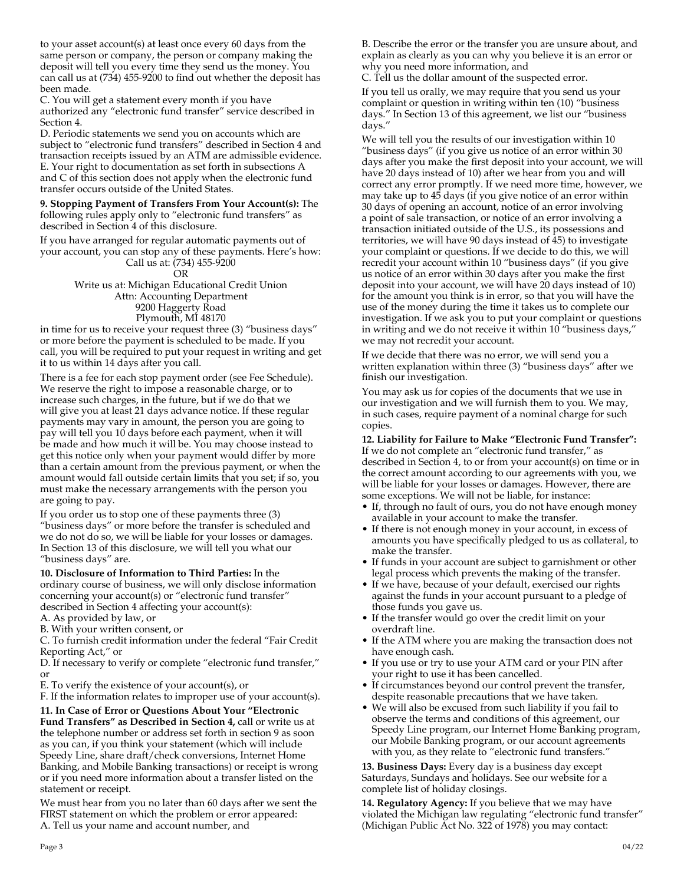to your asset account(s) at least once every 60 days from the same person or company, the person or company making the deposit will tell you every time they send us the money. You can call us at (734) 455-9200 to find out whether the deposit has been made.

C. You will get a statement every month if you have authorized any "electronic fund transfer" service described in Section 4.

D. Periodic statements we send you on accounts which are subject to "electronic fund transfers" described in Section 4 and transaction receipts issued by an ATM are admissible evidence.

E. Your right to documentation as set forth in subsections A and C of this section does not apply when the electronic fund transfer occurs outside of the United States.

**9. Stopping Payment of Transfers From Your Account(s):** The following rules apply only to "electronic fund transfers" as described in Section 4 of this disclosure.

If you have arranged for regular automatic payments out of your account, you can stop any of these payments. Here's how:

Call us at: (734) 455-9200
OR
Write us at: Michigan Educational Credit Union
Attn: Accounting Department
9200 Haggerty Road
Plymouth, MI 48170

in time for us to receive your request three (3) "business days" or more before the payment is scheduled to be made. If you call, you will be required to put your request in writing and get it to us within 14 days after you call.

There is a fee for each stop payment order (see Fee Schedule). We reserve the right to impose a reasonable charge, or to increase such charges, in the future, but if we do that we will give you at least 21 days advance notice. If these regular payments may vary in amount, the person you are going to pay will tell you 10 days before each payment, when it will be made and how much it will be. You may choose instead to get this notice only when your payment would differ by more than a certain amount from the previous payment, or when the amount would fall outside certain limits that you set; if so, you must make the necessary arrangements with the person you are going to pay.

If you order us to stop one of these payments three (3) "business days" or more before the transfer is scheduled and we do not do so, we will be liable for your losses or damages. In Section 13 of this disclosure, we will tell you what our "business days" are.

**10. Disclosure of Information to Third Parties:** In the ordinary course of business, we will only disclose information concerning your account(s) or "electronic fund transfer" described in Section 4 affecting your account(s):

A. As provided by law, or
B. With your written consent, or
C. To furnish credit information under the federal "Fair Credit Reporting Act," or
D. If necessary to verify or complete "electronic fund transfer," or
E. To verify the existence of your account(s), or
F. If the information relates to improper use of your account(s).

**11. In Case of Error or Questions About Your "Electronic Fund Transfers" as Described in Section 4,** call or write us at the telephone number or address set forth in section 9 as soon as you can, if you think your statement (which will include Speedy Line, share draft/check conversions, Internet Home Banking, and Mobile Banking transactions) or receipt is wrong or if you need more information about a transfer listed on the statement or receipt.

We must hear from you no later than 60 days after we sent the FIRST statement on which the problem or error appeared:

A. Tell us your name and account number, and
B. Describe the error or the transfer you are unsure about, and explain as clearly as you can why you believe it is an error or why you need more information, and
C. Tell us the dollar amount of the suspected error.

If you tell us orally, we may require that you send us your complaint or question in writing within ten (10) "business days." In Section 13 of this agreement, we list our "business days."

We will tell you the results of our investigation within 10 "business days" (if you give us notice of an error within 30 days after you make the first deposit into your account, we will have 20 days instead of 10) after we hear from you and will correct any error promptly. If we need more time, however, we may take up to 45 days (if you give notice of an error within 30 days of opening an account, notice of an error involving a point of sale transaction, or notice of an error involving a transaction initiated outside of the U.S., its possessions and territories, we will have 90 days instead of 45) to investigate your complaint or questions. If we decide to do this, we will recredit your account within 10 "business days" (if you give us notice of an error within 30 days after you make the first deposit into your account, we will have 20 days instead of 10) for the amount you think is in error, so that you will have the use of the money during the time it takes us to complete our investigation. If we ask you to put your complaint or questions in writing and we do not receive it within 10 "business days," we may not recredit your account.

If we decide that there was no error, we will send you a written explanation within three (3) "business days" after we finish our investigation.

You may ask us for copies of the documents that we use in our investigation and we will furnish them to you. We may, in such cases, require payment of a nominal charge for such copies.

**12. Liability for Failure to Make "Electronic Fund Transfer":** If we do not complete an "electronic fund transfer," as described in Section 4, to or from your account(s) on time or in the correct amount according to our agreements with you, we will be liable for your losses or damages. However, there are some exceptions. We will not be liable, for instance:

- If, through no fault of ours, you do not have enough money available in your account to make the transfer.
- If there is not enough money in your account, in excess of amounts you have specifically pledged to us as collateral, to make the transfer.
- If funds in your account are subject to garnishment or other legal process which prevents the making of the transfer.
- If we have, because of your default, exercised our rights against the funds in your account pursuant to a pledge of those funds you gave us.
- If the transfer would go over the credit limit on your overdraft line.
- If the ATM where you are making the transaction does not have enough cash.
- If you use or try to use your ATM card or your PIN after your right to use it has been cancelled.
- If circumstances beyond our control prevent the transfer, despite reasonable precautions that we have taken.
- We will also be excused from such liability if you fail to observe the terms and conditions of this agreement, our Speedy Line program, our Internet Home Banking program, our Mobile Banking program, or our account agreements with you, as they relate to "electronic fund transfers."

**13. Business Days:** Every day is a business day except Saturdays, Sundays and holidays. See our website for a complete list of holiday closings.

**14. Regulatory Agency:** If you believe that we may have violated the Michigan law regulating "electronic fund transfer" (Michigan Public Act No. 322 of 1978) you may contact: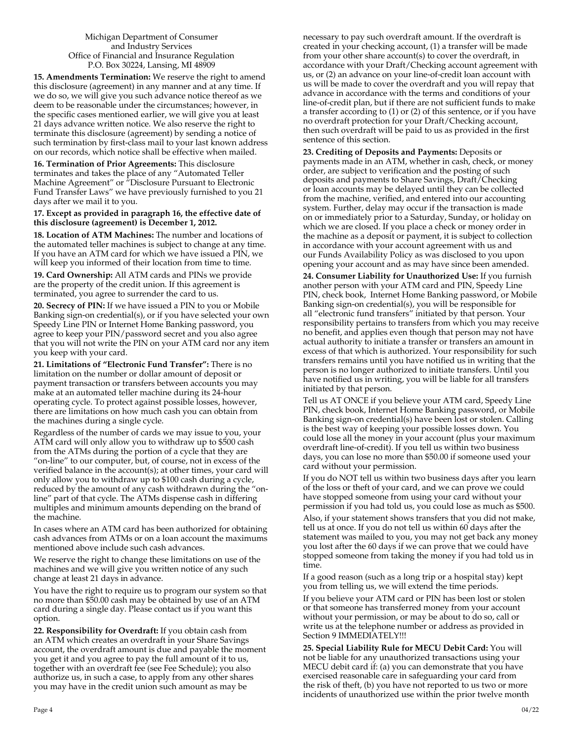Michigan Department of Consumer
and Industry Services
Office of Financial and Insurance Regulation
P.O. Box 30224, Lansing, MI 48909

**15. Amendments Termination:** We reserve the right to amend this disclosure (agreement) in any manner and at any time. If we do so, we will give you such advance notice thereof as we deem to be reasonable under the circumstances; however, in the specific cases mentioned earlier, we will give you at least 21 days advance written notice. We also reserve the right to terminate this disclosure (agreement) by sending a notice of such termination by first-class mail to your last known address on our records, which notice shall be effective when mailed.

**16. Termination of Prior Agreements:** This disclosure terminates and takes the place of any "Automated Teller Machine Agreement" or "Disclosure Pursuant to Electronic Fund Transfer Laws" we have previously furnished to you 21 days after we mail it to you.

**17. Except as provided in paragraph 16, the effective date of this disclosure (agreement) is December 1, 2012.**

**18. Location of ATM Machines:** The number and locations of the automated teller machines is subject to change at any time. If you have an ATM card for which we have issued a PIN, we will keep you informed of their location from time to time.

**19. Card Ownership:** All ATM cards and PINs we provide are the property of the credit union. If this agreement is terminated, you agree to surrender the card to us.

**20. Secrecy of PIN:** If we have issued a PIN to you or Mobile Banking sign-on credential(s), or if you have selected your own Speedy Line PIN or Internet Home Banking password, you agree to keep your PIN/password secret and you also agree that you will not write the PIN on your ATM card nor any item you keep with your card.

**21. Limitations of "Electronic Fund Transfer":** There is no limitation on the number or dollar amount of deposit or payment transaction or transfers between accounts you may make at an automated teller machine during its 24-hour operating cycle. To protect against possible losses, however, there are limitations on how much cash you can obtain from the machines during a single cycle.

Regardless of the number of cards we may issue to you, your ATM card will only allow you to withdraw up to $500 cash from the ATMs during the portion of a cycle that they are "on-line" to our computer, but, of course, not in excess of the verified balance in the account(s); at other times, your card will only allow you to withdraw up to $100 cash during a cycle, reduced by the amount of any cash withdrawn during the "on-line" part of that cycle. The ATMs dispense cash in differing multiples and minimum amounts depending on the brand of the machine.

In cases where an ATM card has been authorized for obtaining cash advances from ATMs or on a loan account the maximums mentioned above include such cash advances.

We reserve the right to change these limitations on use of the machines and we will give you written notice of any such change at least 21 days in advance.

You have the right to require us to program our system so that no more than $50.00 cash may be obtained by use of an ATM card during a single day. Please contact us if you want this option.

**22. Responsibility for Overdraft:** If you obtain cash from an ATM which creates an overdraft in your Share Savings account, the overdraft amount is due and payable the moment you get it and you agree to pay the full amount of it to us, together with an overdraft fee (see Fee Schedule); you also authorize us, in such a case, to apply from any other shares you may have in the credit union such amount as may be necessary to pay such overdraft amount. If the overdraft is created in your checking account, (1) a transfer will be made from your other share account(s) to cover the overdraft, in accordance with your Draft/Checking account agreement with us, or (2) an advance on your line-of-credit loan account with us will be made to cover the overdraft and you will repay that advance in accordance with the terms and conditions of your line-of-credit plan, but if there are not sufficient funds to make a transfer according to (1) or (2) of this sentence, or if you have no overdraft protection for your Draft/Checking account, then such overdraft will be paid to us as provided in the first sentence of this section.

**23. Crediting of Deposits and Payments:** Deposits or payments made in an ATM, whether in cash, check, or money order, are subject to verification and the posting of such deposits and payments to Share Savings, Draft/Checking or loan accounts may be delayed until they can be collected from the machine, verified, and entered into our accounting system. Further, delay may occur if the transaction is made on or immediately prior to a Saturday, Sunday, or holiday on which we are closed. If you place a check or money order in the machine as a deposit or payment, it is subject to collection in accordance with your account agreement with us and our Funds Availability Policy as was disclosed to you upon opening your account and as may have since been amended.

**24. Consumer Liability for Unauthorized Use:** If you furnish another person with your ATM card and PIN, Speedy Line PIN, check book, Internet Home Banking password, or Mobile Banking sign-on credential(s), you will be responsible for all "electronic fund transfers" initiated by that person. Your responsibility pertains to transfers from which you may receive no benefit, and applies even though that person may not have actual authority to initiate a transfer or transfers an amount in excess of that which is authorized. Your responsibility for such transfers remains until you have notified us in writing that the person is no longer authorized to initiate transfers. Until you have notified us in writing, you will be liable for all transfers initiated by that person.

Tell us AT ONCE if you believe your ATM card, Speedy Line PIN, check book, Internet Home Banking password, or Mobile Banking sign-on credential(s) have been lost or stolen. Calling is the best way of keeping your possible losses down. You could lose all the money in your account (plus your maximum overdraft line-of-credit). If you tell us within two business days, you can lose no more than $50.00 if someone used your card without your permission.

If you do NOT tell us within two business days after you learn of the loss or theft of your card, and we can prove we could have stopped someone from using your card without your permission if you had told us, you could lose as much as $500.

Also, if your statement shows transfers that you did not make, tell us at once. If you do not tell us within 60 days after the statement was mailed to you, you may not get back any money you lost after the 60 days if we can prove that we could have stopped someone from taking the money if you had told us in time.

If a good reason (such as a long trip or a hospital stay) kept you from telling us, we will extend the time periods.

If you believe your ATM card or PIN has been lost or stolen or that someone has transferred money from your account without your permission, or may be about to do so, call or write us at the telephone number or address as provided in Section 9 IMMEDIATELY!!!

**25. Special Liability Rule for MECU Debit Card:** You will not be liable for any unauthorized transactions using your MECU debit card if: (a) you can demonstrate that you have exercised reasonable care in safeguarding your card from the risk of theft, (b) you have not reported to us two or more incidents of unauthorized use within the prior twelve month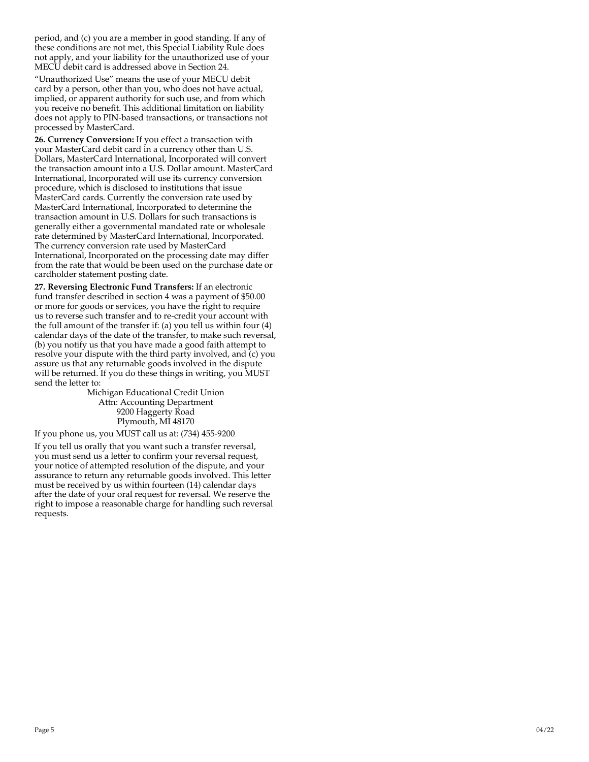period, and (c) you are a member in good standing. If any of these conditions are not met, this Special Liability Rule does not apply, and your liability for the unauthorized use of your MECU debit card is addressed above in Section 24.

"Unauthorized Use" means the use of your MECU debit card by a person, other than you, who does not have actual, implied, or apparent authority for such use, and from which you receive no benefit. This additional limitation on liability does not apply to PIN-based transactions, or transactions not processed by MasterCard.

**26. Currency Conversion:** If you effect a transaction with your MasterCard debit card in a currency other than U.S. Dollars, MasterCard International, Incorporated will convert the transaction amount into a U.S. Dollar amount. MasterCard International, Incorporated will use its currency conversion procedure, which is disclosed to institutions that issue MasterCard cards. Currently the conversion rate used by MasterCard International, Incorporated to determine the transaction amount in U.S. Dollars for such transactions is generally either a governmental mandated rate or wholesale rate determined by MasterCard International, Incorporated. The currency conversion rate used by MasterCard International, Incorporated on the processing date may differ from the rate that would be been used on the purchase date or cardholder statement posting date.

**27. Reversing Electronic Fund Transfers:** If an electronic fund transfer described in section 4 was a payment of $50.00 or more for goods or services, you have the right to require us to reverse such transfer and to re-credit your account with the full amount of the transfer if: (a) you tell us within four (4) calendar days of the date of the transfer, to make such reversal, (b) you notify us that you have made a good faith attempt to resolve your dispute with the third party involved, and (c) you assure us that any returnable goods involved in the dispute will be returned. If you do these things in writing, you MUST send the letter to:

Michigan Educational Credit Union
Attn: Accounting Department
9200 Haggerty Road
Plymouth, MI 48170

If you phone us, you MUST call us at: (734) 455-9200

If you tell us orally that you want such a transfer reversal, you must send us a letter to confirm your reversal request, your notice of attempted resolution of the dispute, and your assurance to return any returnable goods involved. This letter must be received by us within fourteen (14) calendar days after the date of your oral request for reversal. We reserve the right to impose a reasonable charge for handling such reversal requests.